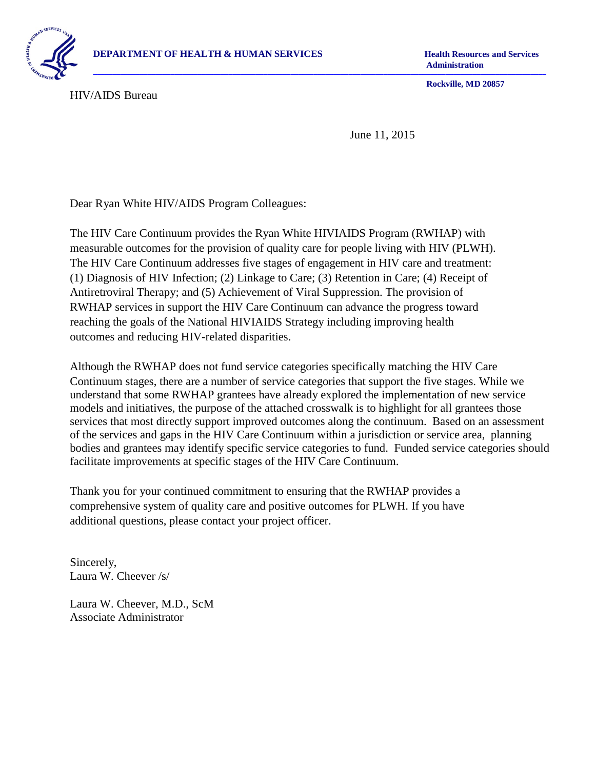**DEPARTMENT OF HEALTH & HUMAN SERVICES**

**Health Resources and Services Administration**

**Rockville, MD 20857**

HIV/AIDS Bureau

June 11, 2015

Dear Ryan White HIV/AIDS Program Colleagues:

The HIV Care Continuum provides the Ryan White HIVIAIDS Program (RWHAP) with measurable outcomes for the provision of quality care for people living with HIV (PLWH). The HIV Care Continuum addresses five stages of engagement in HIV care and treatment: (1) Diagnosis of HIV Infection; (2) Linkage to Care; (3) Retention in Care; (4) Receipt of Antiretroviral Therapy; and (5) Achievement of Viral Suppression. The provision of RWHAP services in support the HIV Care Continuum can advance the progress toward reaching the goals of the National HIVIAIDS Strategy including improving health outcomes and reducing HIV-related disparities.

Although the RWHAP does not fund service categories specifically matching the HIV Care Continuum stages, there are a number of service categories that support the five stages. While we understand that some RWHAP grantees have already explored the implementation of new service models and initiatives, the purpose of the attached crosswalk is to highlight for all grantees those services that most directly support improved outcomes along the continuum. Based on an assessment of the services and gaps in the HIV Care Continuum within a jurisdiction or service area, planning bodies and grantees may identify specific service categories to fund. Funded service categories should facilitate improvements at specific stages of the HIV Care Continuum.

Thank you for your continued commitment to ensuring that the RWHAP provides a comprehensive system of quality care and positive outcomes for PLWH. If you have additional questions, please contact your project officer.

Sincerely,
Laura W. Cheever /s/

Laura W. Cheever, M.D., ScM
Associate Administrator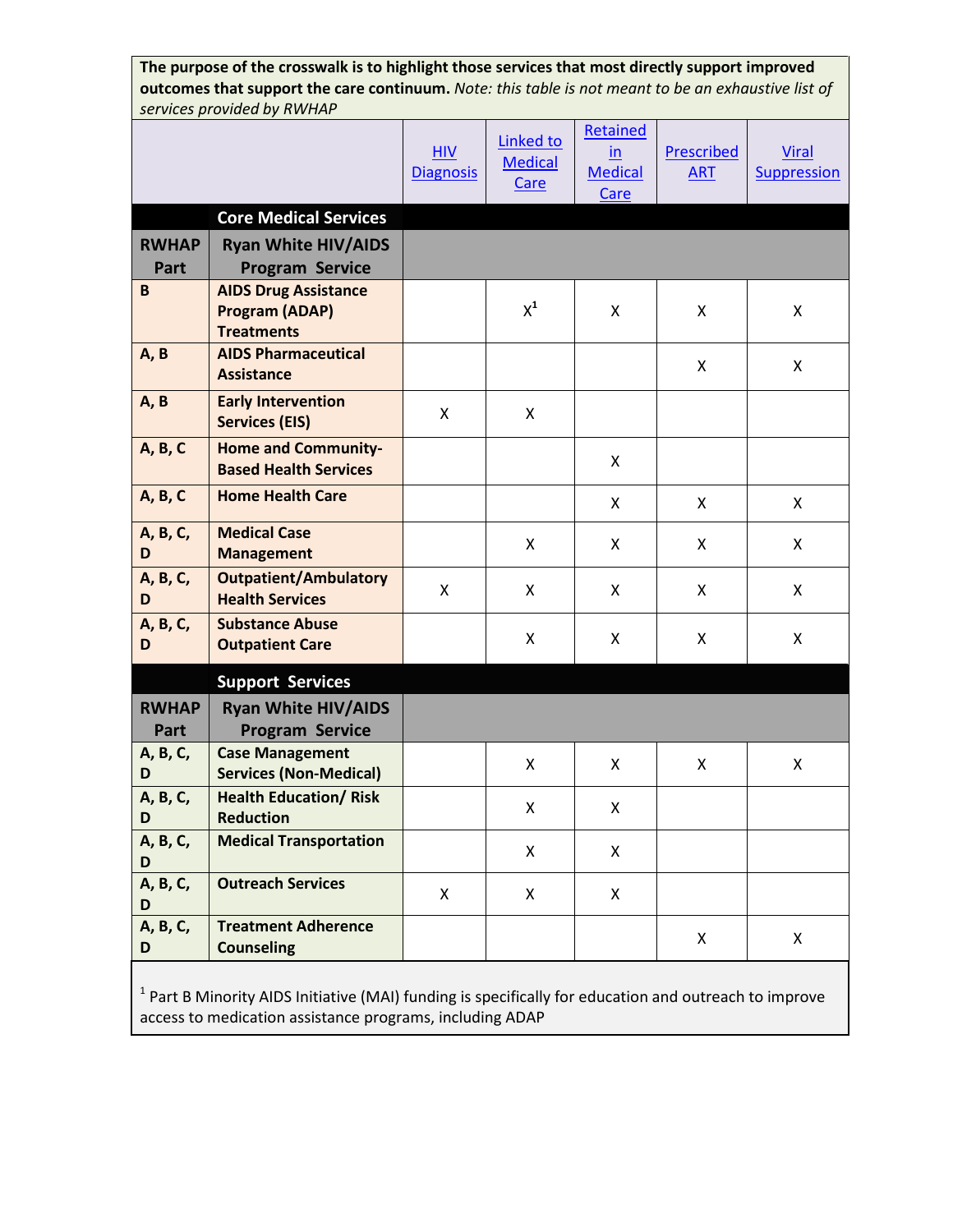**The purpose of the crosswalk is to highlight those services that most directly support improved outcomes that support the care continuum.** *Note: this table is not meant to be an exhaustive list of services provided by RWHAP*

| RWHAP Part | Ryan White HIV/AIDS Program Service | HIV Diagnosis | Linked to Medical Care | Retained in Medical Care | Prescribed ART | Viral Suppression |
|---|---|---|---|---|---|---|
| | **Core Medical Services** | | | | | |
| B | **AIDS Drug Assistance Program (ADAP) Treatments** | | X[1] | X | X | X |
| A, B | **AIDS Pharmaceutical Assistance** | | | | X | X |
| A, B | **Early Intervention Services (EIS)** | X | X | | | |
| A, B, C | **Home and Community-Based Health Services** | | | X | | |
| A, B, C | **Home Health Care** | | | X | X | X |
| A, B, C, D | **Medical Case Management** | | X | X | X | X |
| A, B, C, D | **Outpatient/Ambulatory Health Services** | X | X | X | X | X |
| A, B, C, D | **Substance Abuse Outpatient Care** | | X | X | X | X |
| | **Support Services** | | | | | |
| **RWHAP Part** | **Ryan White HIV/AIDS Program Service** | | | | | |
| A, B, C, D | **Case Management Services (Non-Medical)** | | X | X | X | X |
| A, B, C, D | **Health Education/ Risk Reduction** | | X | X | | |
| A, B, C, D | **Medical Transportation** | | X | X | | |
| A, B, C, D | **Outreach Services** | X | X | X | | |
| A, B, C, D | **Treatment Adherence Counseling** | | | | X | X |

[1] Part B Minority AIDS Initiative (MAI) funding is specifically for education and outreach to improve access to medication assistance programs, including ADAP